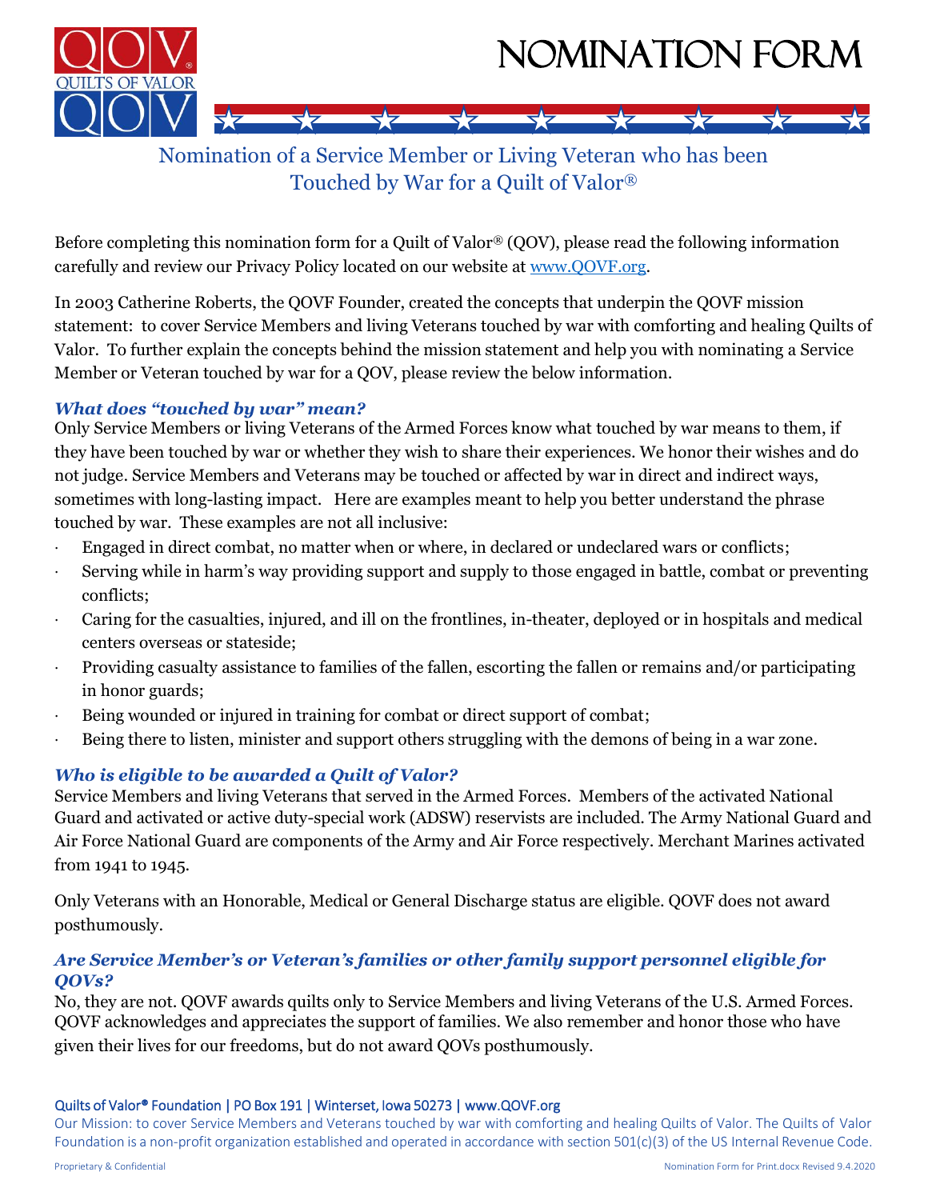# NOMINATION FORM

## Nomination of a Service Member or Living Veteran who has been Touched by War for a Quilt of Valor®

Before completing this nomination form for a Quilt of Valor® (QOV), please read the following information carefully and review our Privacy Policy located on our website at www.QOVF.org.

In 2003 Catherine Roberts, the QOVF Founder, created the concepts that underpin the QOVF mission statement: to cover Service Members and living Veterans touched by war with comforting and healing Quilts of Valor. To further explain the concepts behind the mission statement and help you with nominating a Service Member or Veteran touched by war for a QOV, please review the below information.

### *What does "touched by war" mean?*

Only Service Members or living Veterans of the Armed Forces know what touched by war means to them, if they have been touched by war or whether they wish to share their experiences. We honor their wishes and do not judge. Service Members and Veterans may be touched or affected by war in direct and indirect ways, sometimes with long-lasting impact. Here are examples meant to help you better understand the phrase touched by war. These examples are not all inclusive:

- Engaged in direct combat, no matter when or where, in declared or undeclared wars or conflicts;
- Serving while in harm's way providing support and supply to those engaged in battle, combat or preventing conflicts;
- Caring for the casualties, injured, and ill on the frontlines, in-theater, deployed or in hospitals and medical centers overseas or stateside;
- Providing casualty assistance to families of the fallen, escorting the fallen or remains and/or participating in honor guards;
- Being wounded or injured in training for combat or direct support of combat;
- Being there to listen, minister and support others struggling with the demons of being in a war zone.

### *Who is eligible to be awarded a Quilt of Valor?*

Service Members and living Veterans that served in the Armed Forces. Members of the activated National Guard and activated or active duty-special work (ADSW) reservists are included. The Army National Guard and Air Force National Guard are components of the Army and Air Force respectively. Merchant Marines activated from 1941 to 1945.

Only Veterans with an Honorable, Medical or General Discharge status are eligible. QOVF does not award posthumously.

### *Are Service Member's or Veteran's families or other family support personnel eligible for QOVs?*

No, they are not. QOVF awards quilts only to Service Members and living Veterans of the U.S. Armed Forces. QOVF acknowledges and appreciates the support of families. We also remember and honor those who have given their lives for our freedoms, but do not award QOVs posthumously.

Quilts of Valor® Foundation | PO Box 191 | Winterset, Iowa 50273 | www.QOVF.org

Our Mission: to cover Service Members and Veterans touched by war with comforting and healing Quilts of Valor. The Quilts of Valor Foundation is a non-profit organization established and operated in accordance with section 501(c)(3) of the US Internal Revenue Code.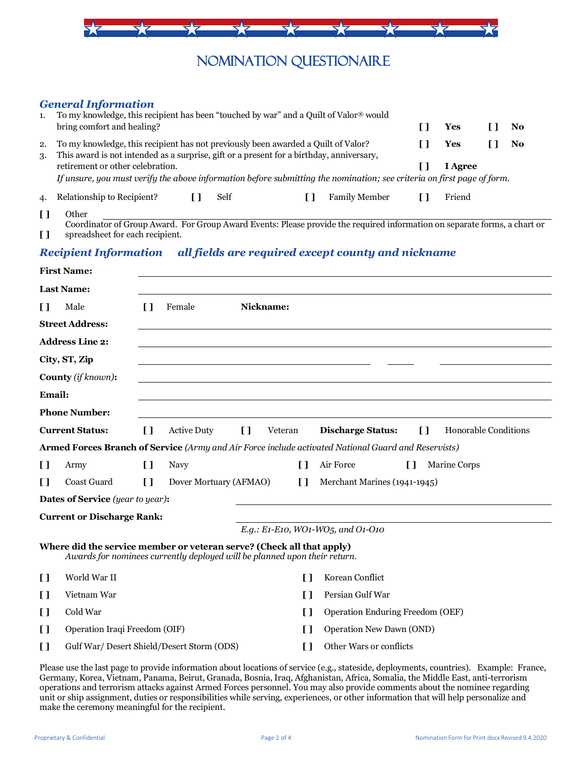# NOMINATION QUESTIONAIRE

## General Information

1. To my knowledge, this recipient has been "touched by war" and a Quilt of Valor® would bring comfort and healing? [ ] **Yes** [ ] **No**
2. To my knowledge, this recipient has not previously been awarded a Quilt of Valor? [ ] **Yes** [ ] **No**
3. This award is not intended as a surprise, gift or a present for a birthday, anniversary, retirement or other celebration. [ ] **I Agree**

   *If unsure, you must verify the above information before submitting the nomination; see criteria on first page of form.*

4. Relationship to Recipient? [ ] Self [ ] Family Member [ ] Friend

[ ] Other ______________________________

[ ] Coordinator of Group Award. For Group Award Events: Please provide the required information on separate forms, a chart or spreadsheet for each recipient.

## Recipient Information *all fields are required except county and nickname*

**First Name:** ______________________________

**Last Name:** ______________________________

[ ] Male [ ] Female **Nickname:** ______________________________

**Street Address:** ______________________________

**Address Line 2:** ______________________________

**City, ST, Zip** ____________________ ______ __________

**County** *(if known)***:** ______________________________

**Email:** ______________________________

**Phone Number:** ______________________________

**Current Status:** [ ] Active Duty [ ] Veteran **Discharge Status:** [ ] Honorable Conditions

**Armed Forces Branch of Service** *(Army and Air Force include activated National Guard and Reservists)*

[ ] Army [ ] Navy [ ] Air Force [ ] Marine Corps

[ ] Coast Guard [ ] Dover Mortuary (AFMAO) [ ] Merchant Marines (1941-1945)

**Dates of Service** *(year to year)***:** ______________________________

**Current or Discharge Rank:** ______________________________

*E.g.: E1-E10, WO1-WO5, and O1-O10*

**Where did the service member or veteran serve? (Check all that apply)**

*Awards for nominees currently deployed will be planned upon their return.*

[ ] World War II

[ ] Korean Conflict

[ ] Vietnam War

[ ] Persian Gulf War

[ ] Cold War

[ ] Operation Enduring Freedom (OEF)

[ ] Operation Iraqi Freedom (OIF)

[ ] Operation New Dawn (OND)

[ ] Gulf War/ Desert Shield/Desert Storm (ODS)

[ ] Other Wars or conflicts

Please use the last page to provide information about locations of service (e.g., stateside, deployments, countries). Example: France, Germany, Korea, Vietnam, Panama, Beirut, Granada, Bosnia, Iraq, Afghanistan, Africa, Somalia, the Middle East, anti-terrorism operations and terrorism attacks against Armed Forces personnel. You may also provide comments about the nominee regarding unit or ship assignment, duties or responsibilities while serving, experiences, or other information that will help personalize and make the ceremony meaningful for the recipient.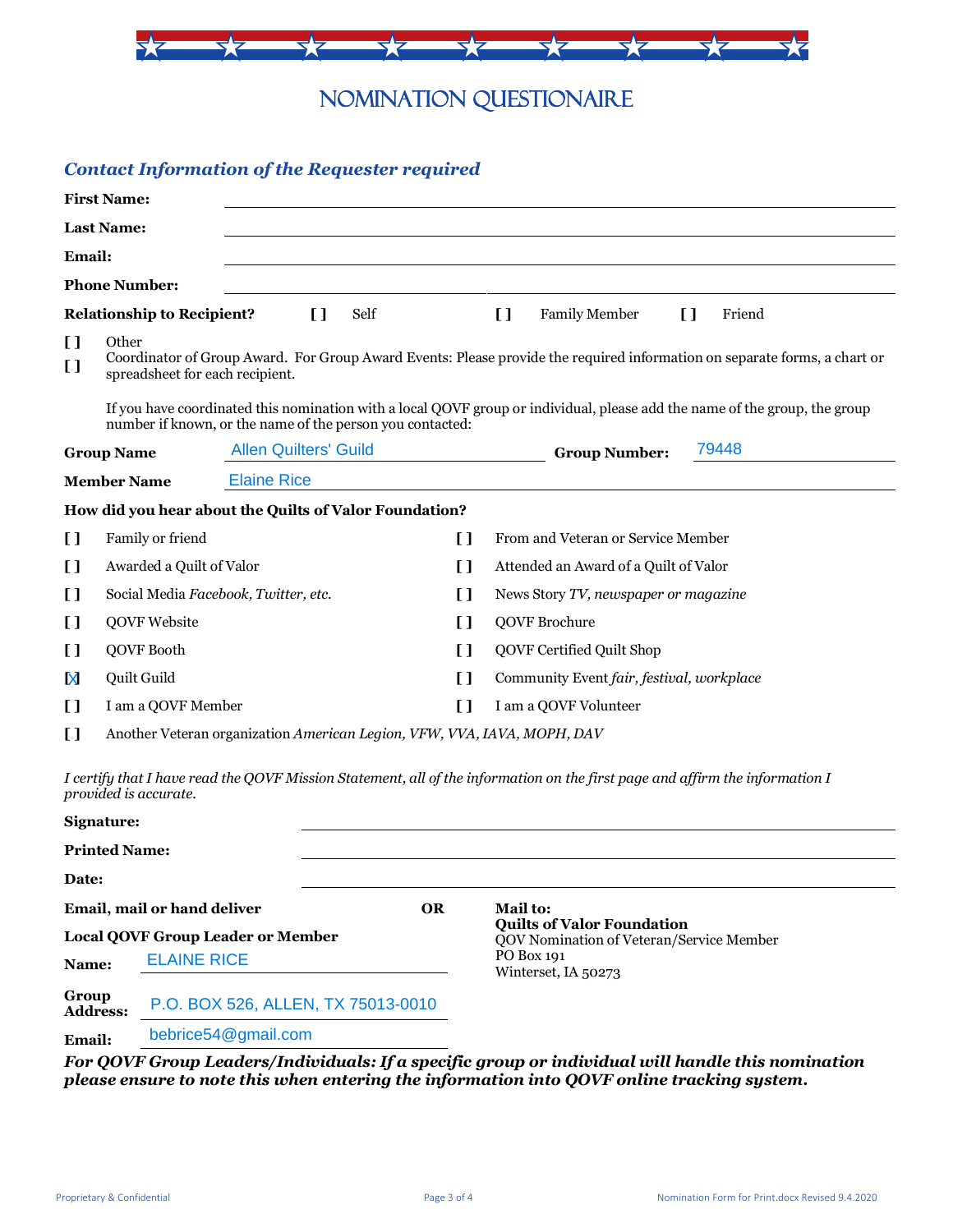# NOMINATION QUESTIONAIRE

## *Contact Information of the Requester required*

**First Name:** ______________________

**Last Name:** ______________________

**Email:** ______________________

**Phone Number:** ______________________

**Relationship to Recipient?** [ ] Self [ ] Family Member [ ] Friend

[ ] Other

[ ] Coordinator of Group Award. For Group Award Events: Please provide the required information on separate forms, a chart or spreadsheet for each recipient.

If you have coordinated this nomination with a local QOVF group or individual, please add the name of the group, the group number if known, or the name of the person you contacted:

**Group Name** Allen Quilters' Guild **Group Number:** 79448

**Member Name** Elaine Rice

**How did you hear about the Quilts of Valor Foundation?**

[ ] Family or friend

[ ] From and Veteran or Service Member

[ ] Awarded a Quilt of Valor

[ ] Attended an Award of a Quilt of Valor

[ ] Social Media *Facebook, Twitter, etc.*

[ ] News Story *TV, newspaper or magazine*

[ ] QOVF Website

[ ] QOVF Brochure

[ ] QOVF Booth

[ ] QOVF Certified Quilt Shop

[X] Quilt Guild

[ ] Community Event *fair, festival, workplace*

[ ] I am a QOVF Member

[ ] I am a QOVF Volunteer

[ ] Another Veteran organization *American Legion, VFW, VVA, IAVA, MOPH, DAV*

*I certify that I have read the QOVF Mission Statement, all of the information on the first page and affirm the information I provided is accurate.*

**Signature:** ______________________

**Printed Name:** ______________________

**Date:** ______________________

**Email, mail or hand deliver** **OR**

**Local QOVF Group Leader or Member**

**Name:** ELAINE RICE

**Group Address:** P.O. BOX 526, ALLEN, TX 75013-0010

**Email:** bebrice54@gmail.com

**Mail to:**
**Quilts of Valor Foundation**
QOV Nomination of Veteran/Service Member
PO Box 191
Winterset, IA 50273

***For QOVF Group Leaders/Individuals: If a specific group or individual will handle this nomination please ensure to note this when entering the information into QOVF online tracking system.***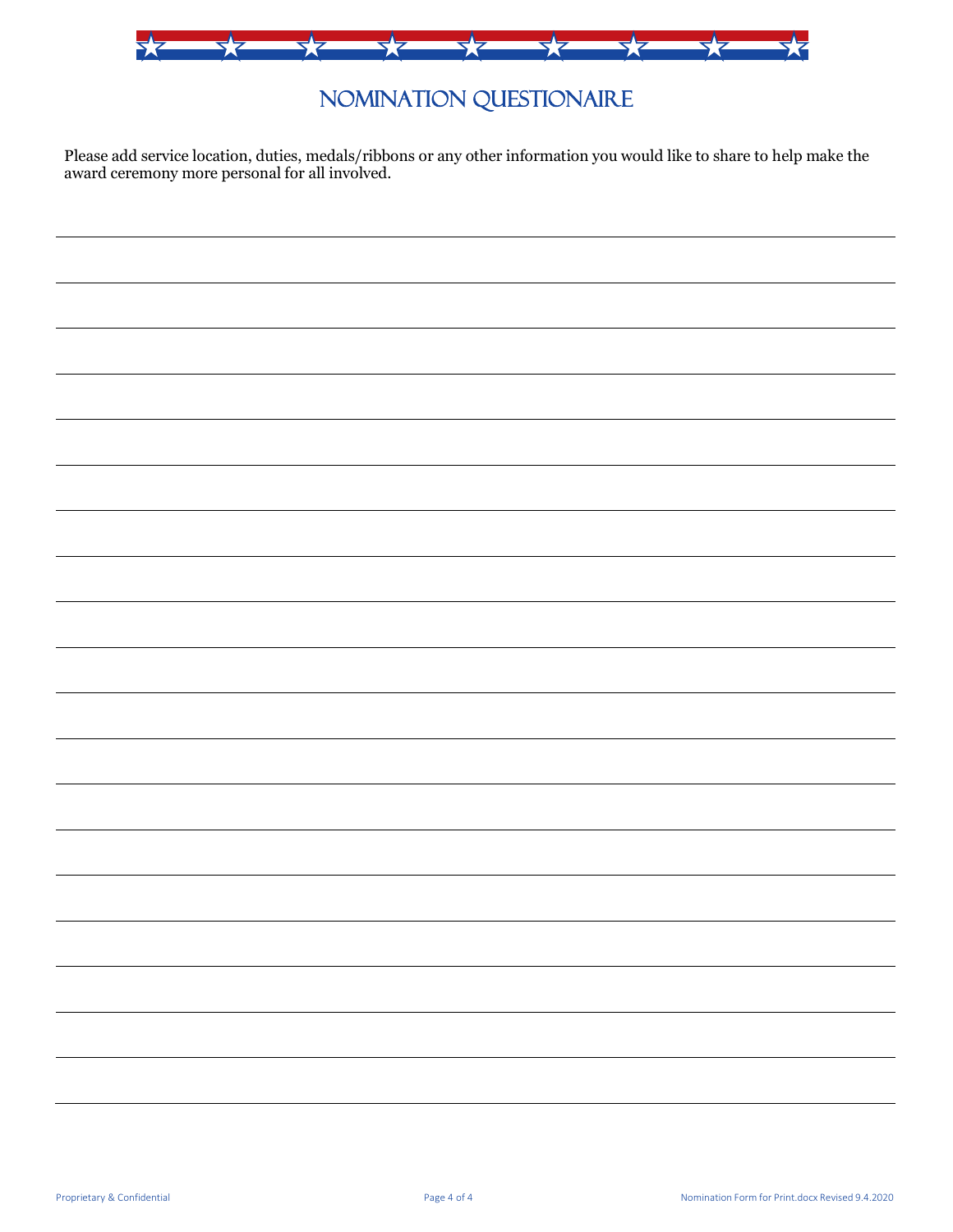# NOMINATION QUESTIONAIRE

Please add service location, duties, medals/ribbons or any other information you would like to share to help make the award ceremony more personal for all involved.

Proprietary & Confidential

Nomination Form for Print.docx Revised 9.4.2020